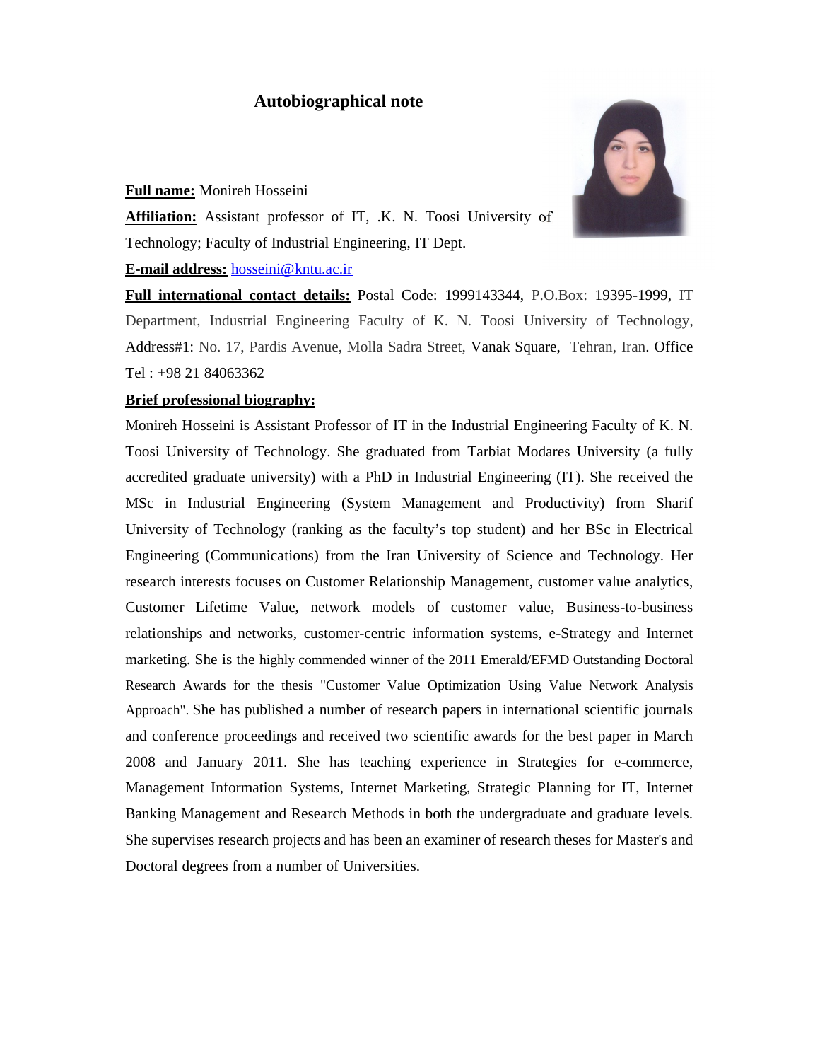# Autobiographical note

**Full name:** Monireh Hosseini

**Affiliation:** Assistant professor of IT, .K. N. Toosi University of Technology; Faculty of Industrial Engineering, IT Dept.

**E-mail address:** hosseini@kntu.ac.ir

**Full international contact details:** Postal Code: 1999143344, P.O.Box: 19395-1999, IT Department, Industrial Engineering Faculty of K. N. Toosi University of Technology, Address#1: No. 17, Pardis Avenue, Molla Sadra Street, Vanak Square, Tehran, Iran. Office Tel : +98 21 84063362

**Brief professional biography:**

Monireh Hosseini is Assistant Professor of IT in the Industrial Engineering Faculty of K. N. Toosi University of Technology. She graduated from Tarbiat Modares University (a fully accredited graduate university) with a PhD in Industrial Engineering (IT). She received the MSc in Industrial Engineering (System Management and Productivity) from Sharif University of Technology (ranking as the faculty's top student) and her BSc in Electrical Engineering (Communications) from the Iran University of Science and Technology. Her research interests focuses on Customer Relationship Management, customer value analytics, Customer Lifetime Value, network models of customer value, Business-to-business relationships and networks, customer-centric information systems, e-Strategy and Internet marketing. She is the highly commended winner of the 2011 Emerald/EFMD Outstanding Doctoral Research Awards for the thesis "Customer Value Optimization Using Value Network Analysis Approach". She has published a number of research papers in international scientific journals and conference proceedings and received two scientific awards for the best paper in March 2008 and January 2011. She has teaching experience in Strategies for e-commerce, Management Information Systems, Internet Marketing, Strategic Planning for IT, Internet Banking Management and Research Methods in both the undergraduate and graduate levels. She supervises research projects and has been an examiner of research theses for Master's and Doctoral degrees from a number of Universities.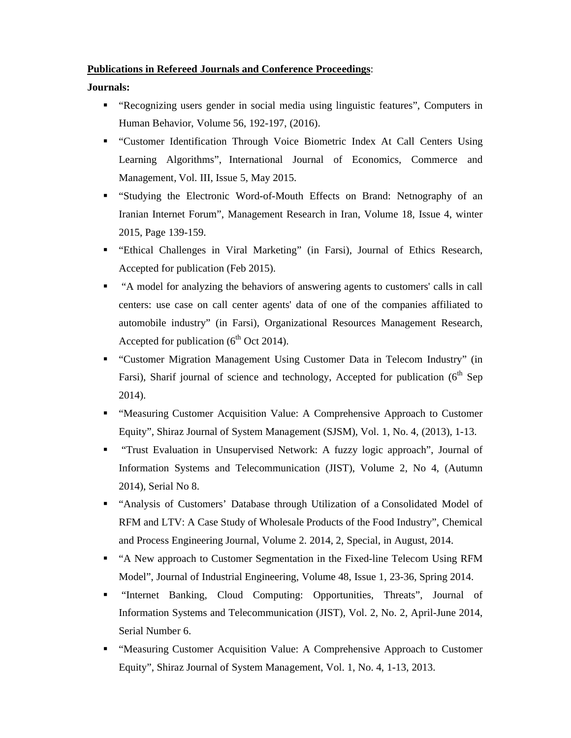**<u>Publications in Refereed Journals and Conference Proceedings</u>**:

**Journals:**

- "Recognizing users gender in social media using linguistic features", Computers in Human Behavior, Volume 56, 192-197, (2016).
- "Customer Identification Through Voice Biometric Index At Call Centers Using Learning Algorithms", International Journal of Economics, Commerce and Management, Vol. III, Issue 5, May 2015.
- "Studying the Electronic Word-of-Mouth Effects on Brand: Netnography of an Iranian Internet Forum", Management Research in Iran, Volume 18, Issue 4, winter 2015, Page 139-159.
- "Ethical Challenges in Viral Marketing" (in Farsi), Journal of Ethics Research, Accepted for publication (Feb 2015).
- "A model for analyzing the behaviors of answering agents to customers' calls in call centers: use case on call center agents' data of one of the companies affiliated to automobile industry" (in Farsi), Organizational Resources Management Research, Accepted for publication (6th Oct 2014).
- "Customer Migration Management Using Customer Data in Telecom Industry" (in Farsi), Sharif journal of science and technology, Accepted for publication (6th Sep 2014).
- "Measuring Customer Acquisition Value: A Comprehensive Approach to Customer Equity", Shiraz Journal of System Management (SJSM), Vol. 1, No. 4, (2013), 1-13.
- "Trust Evaluation in Unsupervised Network: A fuzzy logic approach", Journal of Information Systems and Telecommunication (JIST), Volume 2, No 4, (Autumn 2014), Serial No 8.
- "Analysis of Customers' Database through Utilization of a Consolidated Model of RFM and LTV: A Case Study of Wholesale Products of the Food Industry", Chemical and Process Engineering Journal, Volume 2. 2014, 2, Special, in August, 2014.
- "A New approach to Customer Segmentation in the Fixed-line Telecom Using RFM Model", Journal of Industrial Engineering, Volume 48, Issue 1, 23-36, Spring 2014.
- "Internet Banking, Cloud Computing: Opportunities, Threats", Journal of Information Systems and Telecommunication (JIST), Vol. 2, No. 2, April-June 2014, Serial Number 6.
- "Measuring Customer Acquisition Value: A Comprehensive Approach to Customer Equity", Shiraz Journal of System Management, Vol. 1, No. 4, 1-13, 2013.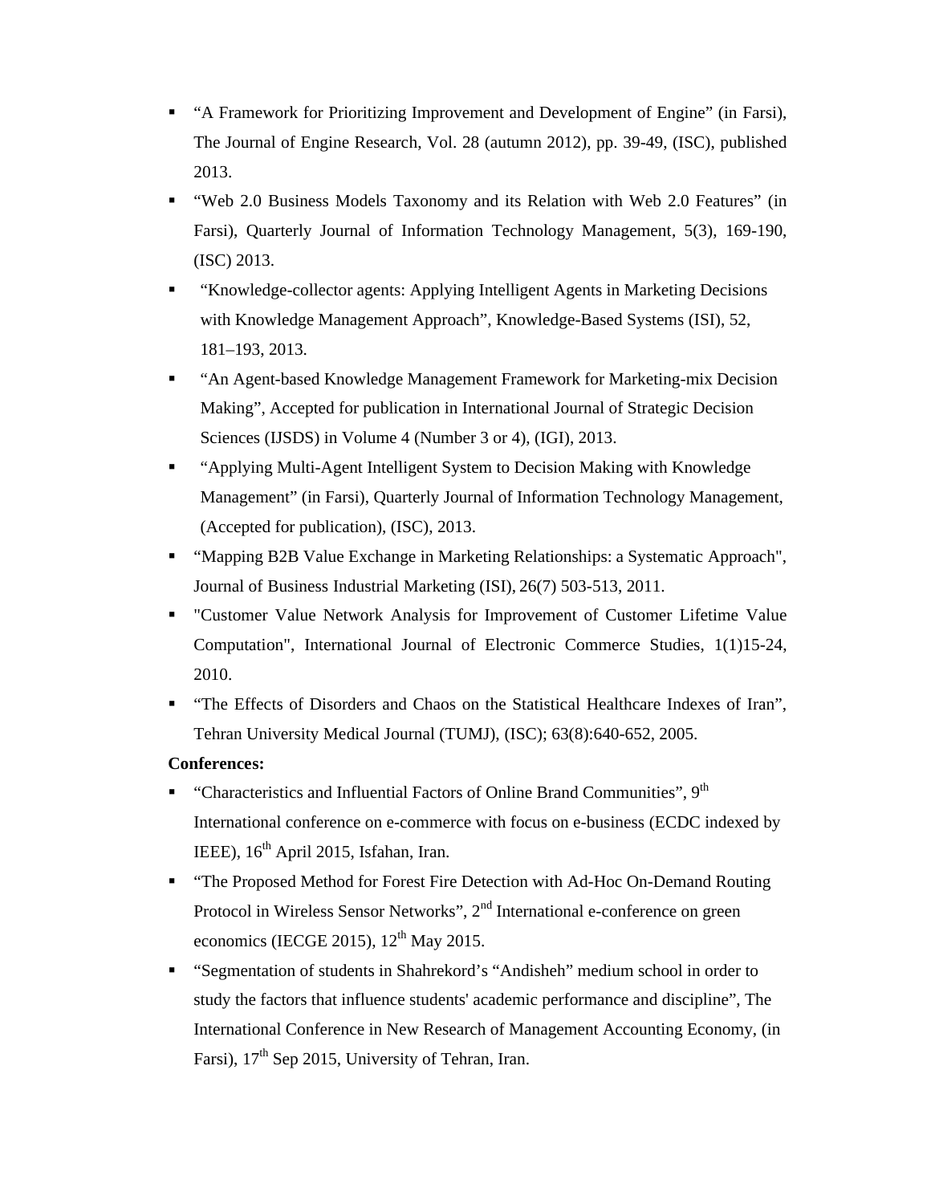- “A Framework for Prioritizing Improvement and Development of Engine” (in Farsi), The Journal of Engine Research, Vol. 28 (autumn 2012), pp. 39-49, (ISC), published 2013.
- “Web 2.0 Business Models Taxonomy and its Relation with Web 2.0 Features” (in Farsi), Quarterly Journal of Information Technology Management, 5(3), 169-190, (ISC) 2013.
- “Knowledge-collector agents: Applying Intelligent Agents in Marketing Decisions with Knowledge Management Approach”, Knowledge-Based Systems (ISI), 52, 181–193, 2013.
- “An Agent-based Knowledge Management Framework for Marketing-mix Decision Making”, Accepted for publication in International Journal of Strategic Decision Sciences (IJSDS) in Volume 4 (Number 3 or 4), (IGI), 2013.
- “Applying Multi-Agent Intelligent System to Decision Making with Knowledge Management” (in Farsi), Quarterly Journal of Information Technology Management, (Accepted for publication), (ISC), 2013.
- “Mapping B2B Value Exchange in Marketing Relationships: a Systematic Approach", Journal of Business Industrial Marketing (ISI), 26(7) 503-513, 2011.
- "Customer Value Network Analysis for Improvement of Customer Lifetime Value Computation", International Journal of Electronic Commerce Studies, 1(1)15-24, 2010.
- “The Effects of Disorders and Chaos on the Statistical Healthcare Indexes of Iran”, Tehran University Medical Journal (TUMJ), (ISC); 63(8):640-652, 2005.

**Conferences:**

- “Characteristics and Influential Factors of Online Brand Communities”, 9th International conference on e-commerce with focus on e-business (ECDC indexed by IEEE), 16th April 2015, Isfahan, Iran.
- “The Proposed Method for Forest Fire Detection with Ad-Hoc On-Demand Routing Protocol in Wireless Sensor Networks”, 2nd International e-conference on green economics (IECGE 2015), 12th May 2015.
- “Segmentation of students in Shahrekord’s “Andisheh” medium school in order to study the factors that influence students' academic performance and discipline”, The International Conference in New Research of Management Accounting Economy, (in Farsi), 17th Sep 2015, University of Tehran, Iran.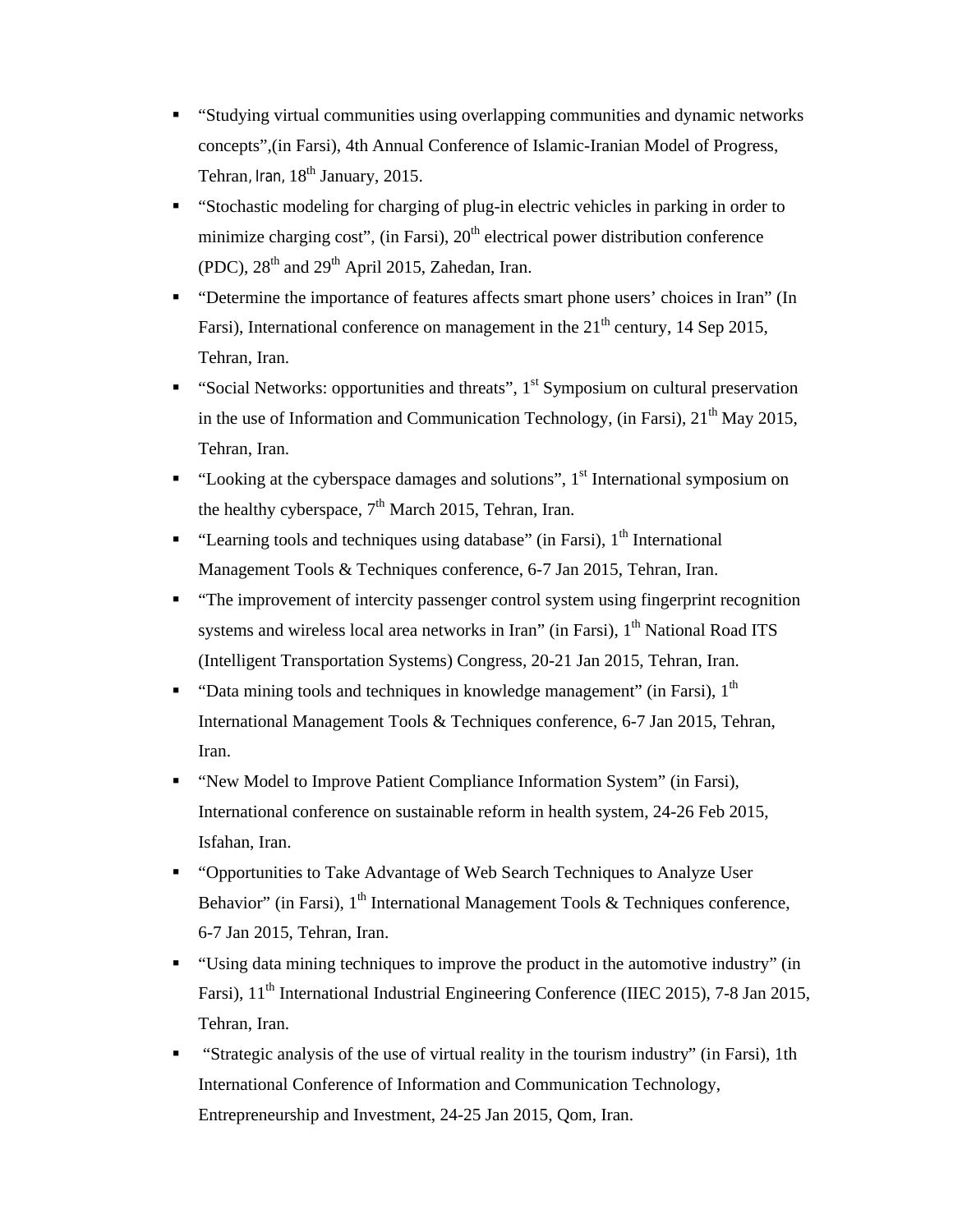- "Studying virtual communities using overlapping communities and dynamic networks concepts",(in Farsi), 4th Annual Conference of Islamic-Iranian Model of Progress, Tehran, Iran, 18th January, 2015.
- "Stochastic modeling for charging of plug-in electric vehicles in parking in order to minimize charging cost", (in Farsi), 20th electrical power distribution conference (PDC), 28th and 29th April 2015, Zahedan, Iran.
- "Determine the importance of features affects smart phone users' choices in Iran" (In Farsi), International conference on management in the 21th century, 14 Sep 2015, Tehran, Iran.
- "Social Networks: opportunities and threats", 1st Symposium on cultural preservation in the use of Information and Communication Technology, (in Farsi), 21th May 2015, Tehran, Iran.
- "Looking at the cyberspace damages and solutions", 1st International symposium on the healthy cyberspace, 7th March 2015, Tehran, Iran.
- "Learning tools and techniques using database" (in Farsi), 1th International Management Tools & Techniques conference, 6-7 Jan 2015, Tehran, Iran.
- "The improvement of intercity passenger control system using fingerprint recognition systems and wireless local area networks in Iran" (in Farsi), 1th National Road ITS (Intelligent Transportation Systems) Congress, 20-21 Jan 2015, Tehran, Iran.
- "Data mining tools and techniques in knowledge management" (in Farsi), 1th International Management Tools & Techniques conference, 6-7 Jan 2015, Tehran, Iran.
- "New Model to Improve Patient Compliance Information System" (in Farsi), International conference on sustainable reform in health system, 24-26 Feb 2015, Isfahan, Iran.
- "Opportunities to Take Advantage of Web Search Techniques to Analyze User Behavior" (in Farsi), 1th International Management Tools & Techniques conference, 6-7 Jan 2015, Tehran, Iran.
- "Using data mining techniques to improve the product in the automotive industry" (in Farsi), 11th International Industrial Engineering Conference (IIEC 2015), 7-8 Jan 2015, Tehran, Iran.
- "Strategic analysis of the use of virtual reality in the tourism industry" (in Farsi), 1th International Conference of Information and Communication Technology, Entrepreneurship and Investment, 24-25 Jan 2015, Qom, Iran.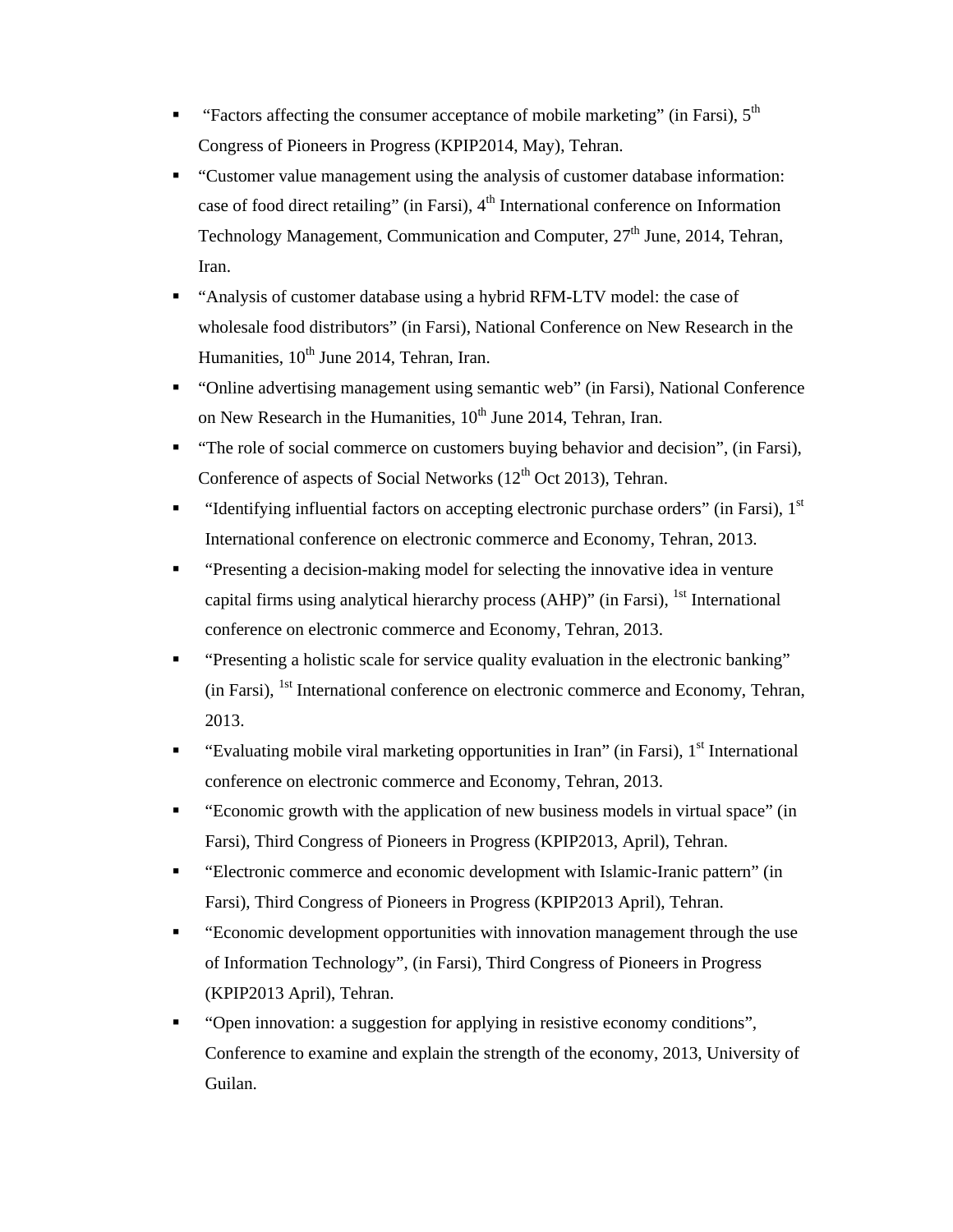- "Factors affecting the consumer acceptance of mobile marketing" (in Farsi), 5th Congress of Pioneers in Progress (KPIP2014, May), Tehran.
- "Customer value management using the analysis of customer database information: case of food direct retailing" (in Farsi), 4th International conference on Information Technology Management, Communication and Computer, 27th June, 2014, Tehran, Iran.
- "Analysis of customer database using a hybrid RFM-LTV model: the case of wholesale food distributors" (in Farsi), National Conference on New Research in the Humanities, 10th June 2014, Tehran, Iran.
- "Online advertising management using semantic web" (in Farsi), National Conference on New Research in the Humanities, 10th June 2014, Tehran, Iran.
- "The role of social commerce on customers buying behavior and decision", (in Farsi), Conference of aspects of Social Networks (12th Oct 2013), Tehran.
- "Identifying influential factors on accepting electronic purchase orders" (in Farsi), 1st International conference on electronic commerce and Economy, Tehran, 2013.
- "Presenting a decision-making model for selecting the innovative idea in venture capital firms using analytical hierarchy process (AHP)" (in Farsi), 1st International conference on electronic commerce and Economy, Tehran, 2013.
- "Presenting a holistic scale for service quality evaluation in the electronic banking" (in Farsi), 1st International conference on electronic commerce and Economy, Tehran, 2013.
- "Evaluating mobile viral marketing opportunities in Iran" (in Farsi), 1st International conference on electronic commerce and Economy, Tehran, 2013.
- "Economic growth with the application of new business models in virtual space" (in Farsi), Third Congress of Pioneers in Progress (KPIP2013, April), Tehran.
- "Electronic commerce and economic development with Islamic-Iranic pattern" (in Farsi), Third Congress of Pioneers in Progress (KPIP2013 April), Tehran.
- "Economic development opportunities with innovation management through the use of Information Technology", (in Farsi), Third Congress of Pioneers in Progress (KPIP2013 April), Tehran.
- "Open innovation: a suggestion for applying in resistive economy conditions", Conference to examine and explain the strength of the economy, 2013, University of Guilan.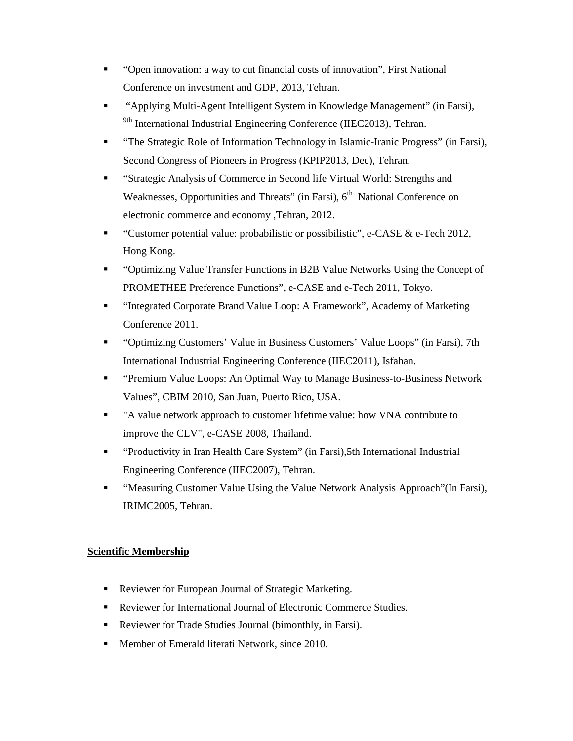- “Open innovation: a way to cut financial costs of innovation”, First National Conference on investment and GDP, 2013, Tehran.
- “Applying Multi-Agent Intelligent System in Knowledge Management” (in Farsi), 9th International Industrial Engineering Conference (IIEC2013), Tehran.
- “The Strategic Role of Information Technology in Islamic-Iranic Progress” (in Farsi), Second Congress of Pioneers in Progress (KPIP2013, Dec), Tehran.
- “Strategic Analysis of Commerce in Second life Virtual World: Strengths and Weaknesses, Opportunities and Threats” (in Farsi), 6th National Conference on electronic commerce and economy ,Tehran, 2012.
- “Customer potential value: probabilistic or possibilistic”, e-CASE & e-Tech 2012, Hong Kong.
- “Optimizing Value Transfer Functions in B2B Value Networks Using the Concept of PROMETHEE Preference Functions”, e-CASE and e-Tech 2011, Tokyo.
- “Integrated Corporate Brand Value Loop: A Framework”, Academy of Marketing Conference 2011.
- “Optimizing Customers’ Value in Business Customers’ Value Loops” (in Farsi), 7th International Industrial Engineering Conference (IIEC2011), Isfahan.
- “Premium Value Loops: An Optimal Way to Manage Business-to-Business Network Values”, CBIM 2010, San Juan, Puerto Rico, USA.
- "A value network approach to customer lifetime value: how VNA contribute to improve the CLV", e-CASE 2008, Thailand.
- “Productivity in Iran Health Care System” (in Farsi),5th International Industrial Engineering Conference (IIEC2007), Tehran.
- “Measuring Customer Value Using the Value Network Analysis Approach”(In Farsi), IRIMC2005, Tehran.

**Scientific Membership**

- Reviewer for European Journal of Strategic Marketing.
- Reviewer for International Journal of Electronic Commerce Studies.
- Reviewer for Trade Studies Journal (bimonthly, in Farsi).
- Member of Emerald literati Network, since 2010.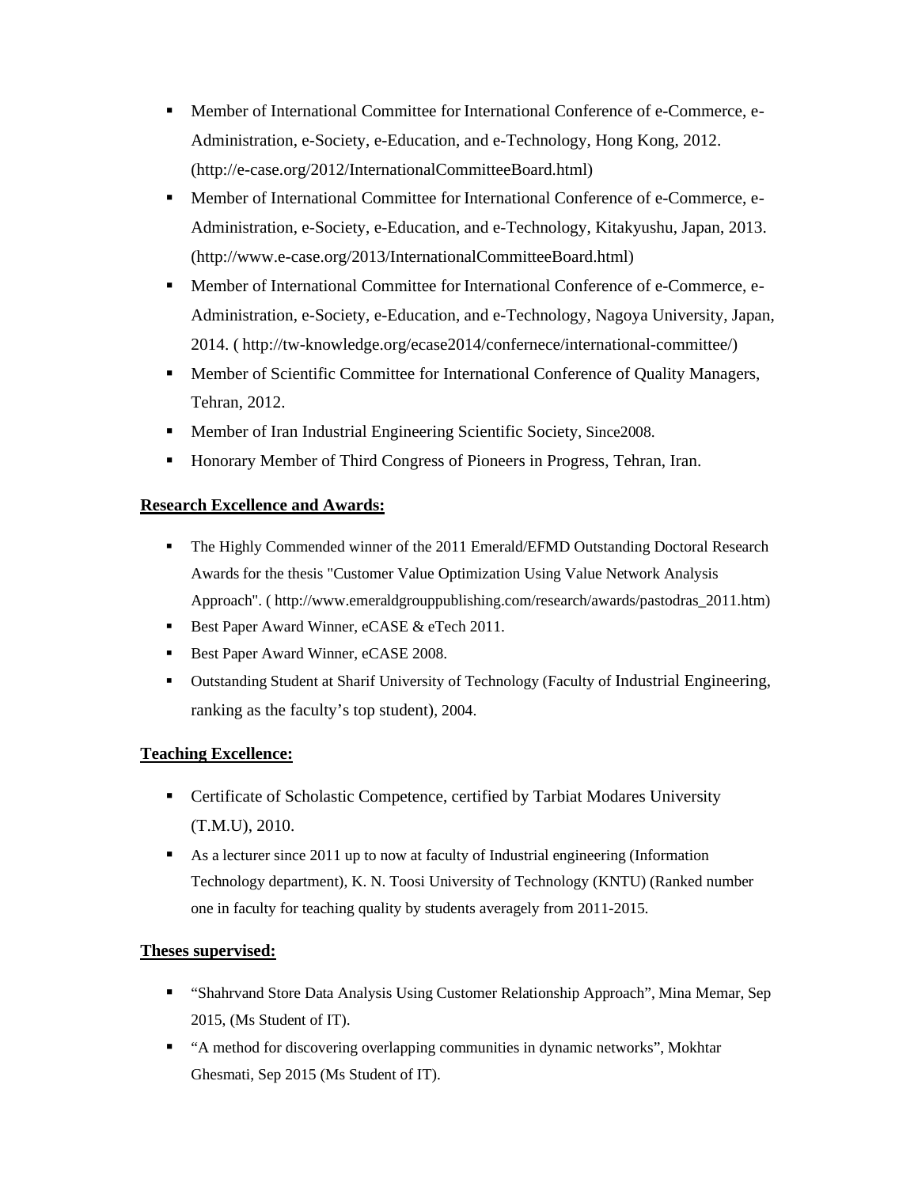- Member of International Committee for International Conference of e-Commerce, e-Administration, e-Society, e-Education, and e-Technology, Hong Kong, 2012. (http://e-case.org/2012/InternationalCommitteeBoard.html)
- Member of International Committee for International Conference of e-Commerce, e-Administration, e-Society, e-Education, and e-Technology, Kitakyushu, Japan, 2013. (http://www.e-case.org/2013/InternationalCommitteeBoard.html)
- Member of International Committee for International Conference of e-Commerce, e-Administration, e-Society, e-Education, and e-Technology, Nagoya University, Japan, 2014. ( http://tw-knowledge.org/ecase2014/confernece/international-committee/)
- Member of Scientific Committee for International Conference of Quality Managers, Tehran, 2012.
- Member of Iran Industrial Engineering Scientific Society, Since2008.
- Honorary Member of Third Congress of Pioneers in Progress, Tehran, Iran.

**Research Excellence and Awards:**

- The Highly Commended winner of the 2011 Emerald/EFMD Outstanding Doctoral Research Awards for the thesis "Customer Value Optimization Using Value Network Analysis Approach". ( http://www.emeraldgrouppublishing.com/research/awards/pastodras_2011.htm)
- Best Paper Award Winner, eCASE & eTech 2011.
- Best Paper Award Winner, eCASE 2008.
- Outstanding Student at Sharif University of Technology (Faculty of Industrial Engineering, ranking as the faculty's top student), 2004.

**Teaching Excellence:**

- Certificate of Scholastic Competence, certified by Tarbiat Modares University (T.M.U), 2010.
- As a lecturer since 2011 up to now at faculty of Industrial engineering (Information Technology department), K. N. Toosi University of Technology (KNTU) (Ranked number one in faculty for teaching quality by students averagely from 2011-2015.

**Theses supervised:**

- "Shahrvand Store Data Analysis Using Customer Relationship Approach", Mina Memar, Sep 2015, (Ms Student of IT).
- "A method for discovering overlapping communities in dynamic networks", Mokhtar Ghesmati, Sep 2015 (Ms Student of IT).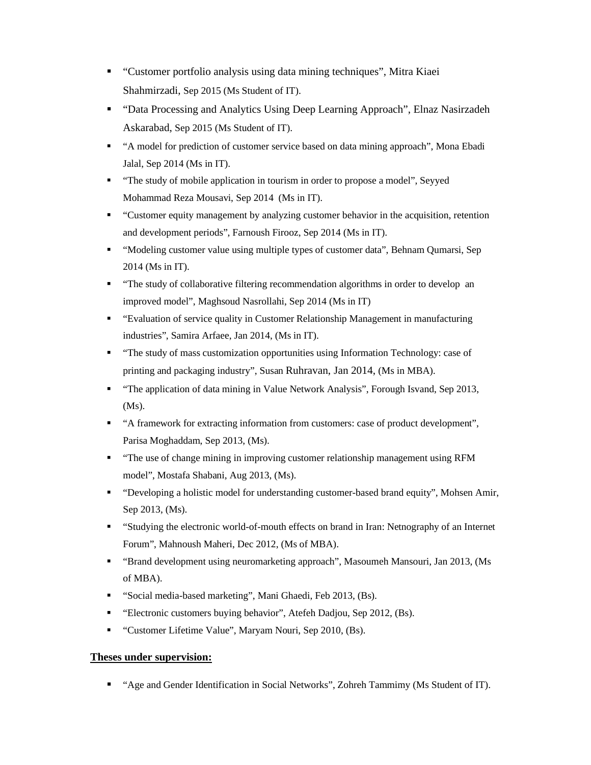- "Customer portfolio analysis using data mining techniques", Mitra Kiaei Shahmirzadi, Sep 2015 (Ms Student of IT).
- "Data Processing and Analytics Using Deep Learning Approach", Elnaz Nasirzadeh Askarabad, Sep 2015 (Ms Student of IT).
- "A model for prediction of customer service based on data mining approach", Mona Ebadi Jalal, Sep 2014 (Ms in IT).
- "The study of mobile application in tourism in order to propose a model", Seyyed Mohammad Reza Mousavi, Sep 2014 (Ms in IT).
- "Customer equity management by analyzing customer behavior in the acquisition, retention and development periods", Farnoush Firooz, Sep 2014 (Ms in IT).
- "Modeling customer value using multiple types of customer data", Behnam Qumarsi, Sep 2014 (Ms in IT).
- "The study of collaborative filtering recommendation algorithms in order to develop an improved model", Maghsoud Nasrollahi, Sep 2014 (Ms in IT)
- "Evaluation of service quality in Customer Relationship Management in manufacturing industries", Samira Arfaee, Jan 2014, (Ms in IT).
- "The study of mass customization opportunities using Information Technology: case of printing and packaging industry", Susan Ruhravan, Jan 2014, (Ms in MBA).
- "The application of data mining in Value Network Analysis", Forough Isvand, Sep 2013, (Ms).
- "A framework for extracting information from customers: case of product development", Parisa Moghaddam, Sep 2013, (Ms).
- "The use of change mining in improving customer relationship management using RFM model", Mostafa Shabani, Aug 2013, (Ms).
- "Developing a holistic model for understanding customer-based brand equity", Mohsen Amir, Sep 2013, (Ms).
- "Studying the electronic world-of-mouth effects on brand in Iran: Netnography of an Internet Forum", Mahnoush Maheri, Dec 2012, (Ms of MBA).
- "Brand development using neuromarketing approach", Masoumeh Mansouri, Jan 2013, (Ms of MBA).
- "Social media-based marketing", Mani Ghaedi, Feb 2013, (Bs).
- "Electronic customers buying behavior", Atefeh Dadjou, Sep 2012, (Bs).
- "Customer Lifetime Value", Maryam Nouri, Sep 2010, (Bs).

**Theses under supervision:**

- "Age and Gender Identification in Social Networks", Zohreh Tammimy (Ms Student of IT).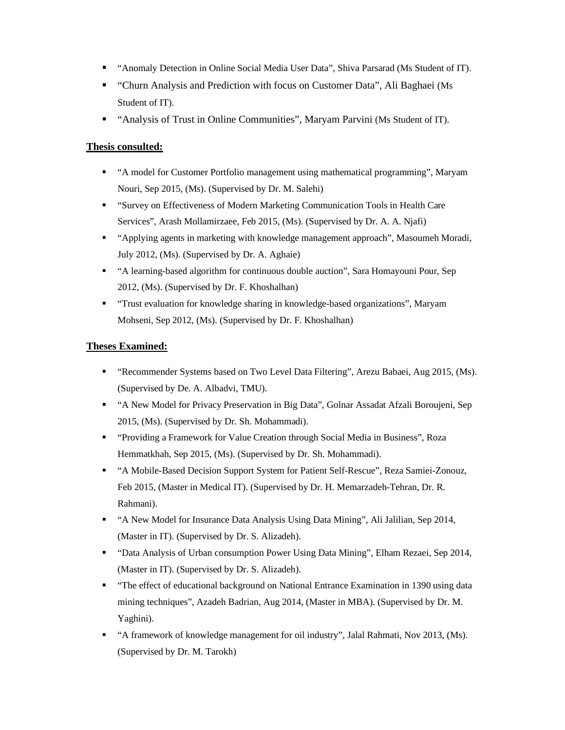- “Anomaly Detection in Online Social Media User Data”, Shiva Parsarad (Ms Student of IT).
- “Churn Analysis and Prediction with focus on Customer Data”, Ali Baghaei (Ms Student of IT).
- “Analysis of Trust in Online Communities”, Maryam Parvini (Ms Student of IT).

**Thesis consulted:**

- “A model for Customer Portfolio management using mathematical programming”, Maryam Nouri, Sep 2015, (Ms). (Supervised by Dr. M. Salehi)
- “Survey on Effectiveness of Modern Marketing Communication Tools in Health Care Services”, Arash Mollamirzaee, Feb 2015, (Ms). (Supervised by Dr. A. A. Njafi)
- “Applying agents in marketing with knowledge management approach”, Masoumeh Moradi, July 2012, (Ms). (Supervised by Dr. A. Aghaie)
- “A learning-based algorithm for continuous double auction”, Sara Homayouni Pour, Sep 2012, (Ms). (Supervised by Dr. F. Khoshalhan)
- “Trust evaluation for knowledge sharing in knowledge-based organizations”, Maryam Mohseni, Sep 2012, (Ms). (Supervised by Dr. F. Khoshalhan)

**Theses Examined:**

- “Recommender Systems based on Two Level Data Filtering”, Arezu Babaei, Aug 2015, (Ms). (Supervised by De. A. Albadvi, TMU).
- “A New Model for Privacy Preservation in Big Data”, Golnar Assadat Afzali Boroujeni, Sep 2015, (Ms). (Supervised by Dr. Sh. Mohammadi).
- “Providing a Framework for Value Creation through Social Media in Business”, Roza Hemmatkhah, Sep 2015, (Ms). (Supervised by Dr. Sh. Mohammadi).
- “A Mobile-Based Decision Support System for Patient Self-Rescue”, Reza Samiei-Zonouz, Feb 2015, (Master in Medical IT). (Supervised by Dr. H. Memarzadeh-Tehran, Dr. R. Rahmani).
- “A New Model for Insurance Data Analysis Using Data Mining”, Ali Jalilian, Sep 2014, (Master in IT). (Supervised by Dr. S. Alizadeh).
- “Data Analysis of Urban consumption Power Using Data Mining”, Elham Rezaei, Sep 2014, (Master in IT). (Supervised by Dr. S. Alizadeh).
- “The effect of educational background on National Entrance Examination in 1390 using data mining techniques”, Azadeh Badrian, Aug 2014, (Master in MBA). (Supervised by Dr. M. Yaghini).
- “A framework of knowledge management for oil industry”, Jalal Rahmati, Nov 2013, (Ms). (Supervised by Dr. M. Tarokh)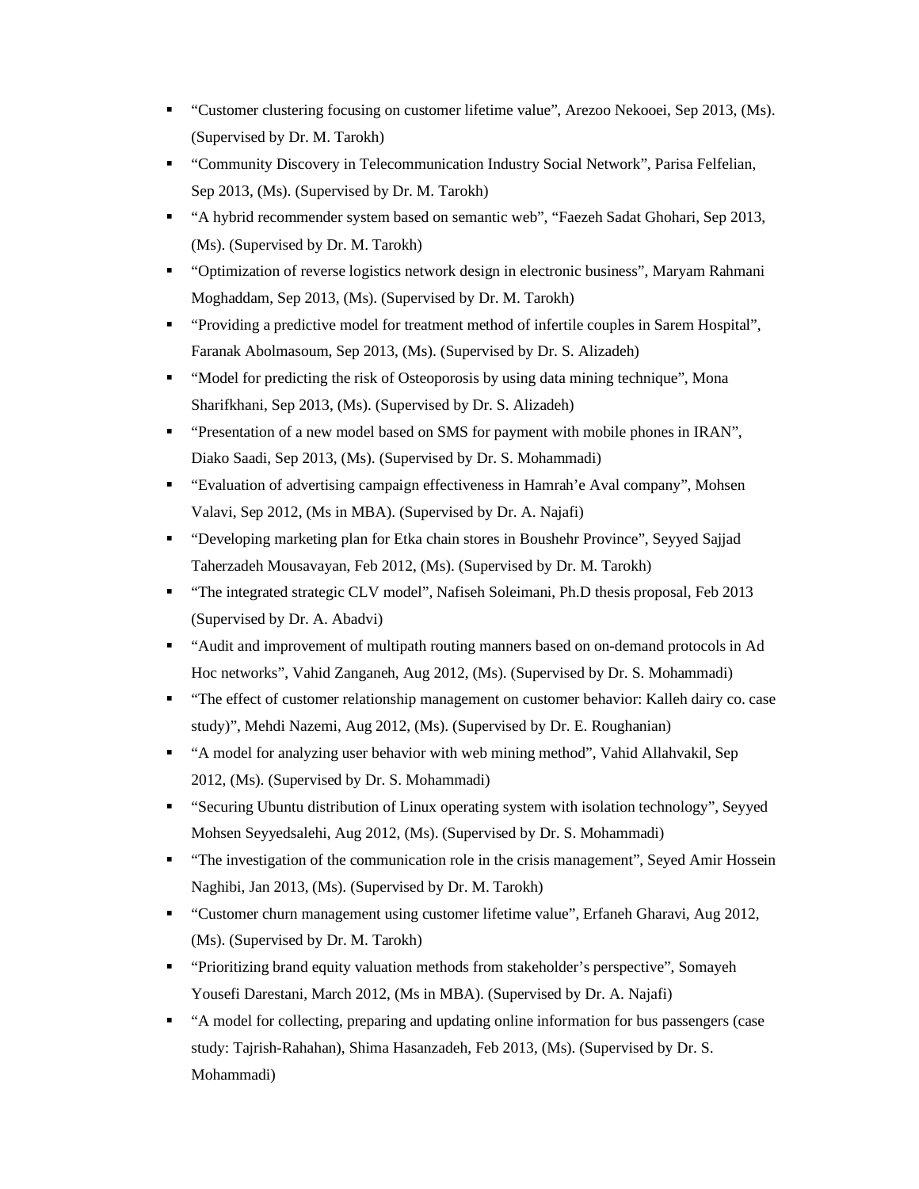- “Customer clustering focusing on customer lifetime value”, Arezoo Nekooei, Sep 2013, (Ms). (Supervised by Dr. M. Tarokh)
- “Community Discovery in Telecommunication Industry Social Network”, Parisa Felfelian, Sep 2013, (Ms). (Supervised by Dr. M. Tarokh)
- “A hybrid recommender system based on semantic web”, “Faezeh Sadat Ghohari, Sep 2013, (Ms). (Supervised by Dr. M. Tarokh)
- “Optimization of reverse logistics network design in electronic business”, Maryam Rahmani Moghaddam, Sep 2013, (Ms). (Supervised by Dr. M. Tarokh)
- “Providing a predictive model for treatment method of infertile couples in Sarem Hospital”, Faranak Abolmasoum, Sep 2013, (Ms). (Supervised by Dr. S. Alizadeh)
- “Model for predicting the risk of Osteoporosis by using data mining technique”, Mona Sharifkhani, Sep 2013, (Ms). (Supervised by Dr. S. Alizadeh)
- “Presentation of a new model based on SMS for payment with mobile phones in IRAN”, Diako Saadi, Sep 2013, (Ms). (Supervised by Dr. S. Mohammadi)
- “Evaluation of advertising campaign effectiveness in Hamrah’e Aval company”, Mohsen Valavi, Sep 2012, (Ms in MBA). (Supervised by Dr. A. Najafi)
- “Developing marketing plan for Etka chain stores in Boushehr Province”, Seyyed Sajjad Taherzadeh Mousavayan, Feb 2012, (Ms). (Supervised by Dr. M. Tarokh)
- “The integrated strategic CLV model”, Nafiseh Soleimani, Ph.D thesis proposal, Feb 2013 (Supervised by Dr. A. Abadvi)
- “Audit and improvement of multipath routing manners based on on-demand protocols in Ad Hoc networks”, Vahid Zanganeh, Aug 2012, (Ms). (Supervised by Dr. S. Mohammadi)
- “The effect of customer relationship management on customer behavior: Kalleh dairy co. case study)”, Mehdi Nazemi, Aug 2012, (Ms). (Supervised by Dr. E. Roughanian)
- “A model for analyzing user behavior with web mining method”, Vahid Allahvakil, Sep 2012, (Ms). (Supervised by Dr. S. Mohammadi)
- “Securing Ubuntu distribution of Linux operating system with isolation technology”, Seyyed Mohsen Seyyedsalehi, Aug 2012, (Ms). (Supervised by Dr. S. Mohammadi)
- “The investigation of the communication role in the crisis management”, Seyed Amir Hossein Naghibi, Jan 2013, (Ms). (Supervised by Dr. M. Tarokh)
- “Customer churn management using customer lifetime value”, Erfaneh Gharavi, Aug 2012, (Ms). (Supervised by Dr. M. Tarokh)
- “Prioritizing brand equity valuation methods from stakeholder’s perspective”, Somayeh Yousefi Darestani, March 2012, (Ms in MBA). (Supervised by Dr. A. Najafi)
- “A model for collecting, preparing and updating online information for bus passengers (case study: Tajrish-Rahahan), Shima Hasanzadeh, Feb 2013, (Ms). (Supervised by Dr. S. Mohammadi)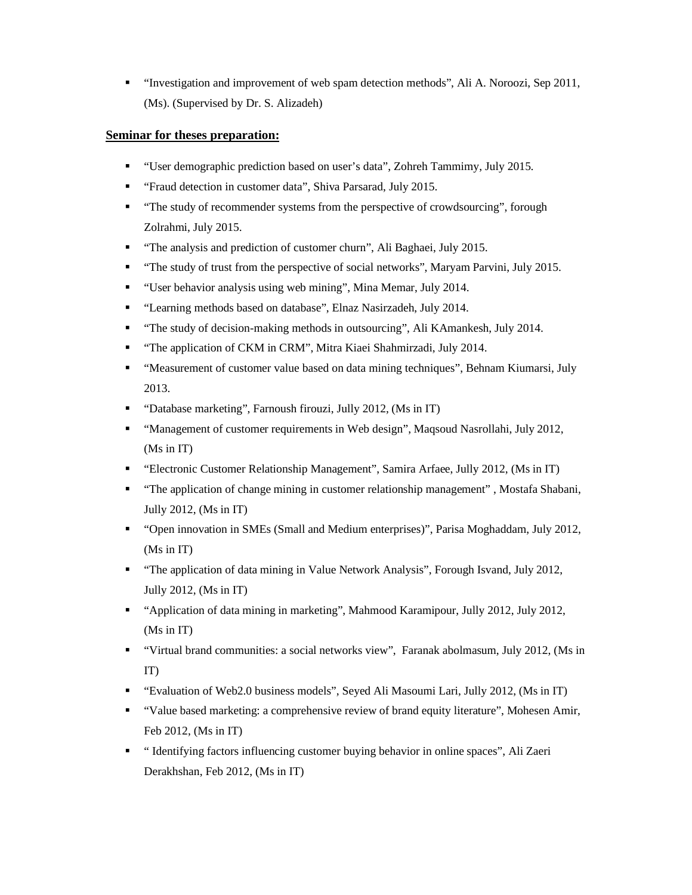- "Investigation and improvement of web spam detection methods", Ali A. Noroozi, Sep 2011, (Ms). (Supervised by Dr. S. Alizadeh)

**Seminar for theses preparation:**

- "User demographic prediction based on user's data", Zohreh Tammimy, July 2015.
- "Fraud detection in customer data", Shiva Parsarad, July 2015.
- "The study of recommender systems from the perspective of crowdsourcing", forough Zolrahmi, July 2015.
- "The analysis and prediction of customer churn", Ali Baghaei, July 2015.
- "The study of trust from the perspective of social networks", Maryam Parvini, July 2015.
- "User behavior analysis using web mining", Mina Memar, July 2014.
- "Learning methods based on database", Elnaz Nasirzadeh, July 2014.
- "The study of decision-making methods in outsourcing", Ali KAmankesh, July 2014.
- "The application of CKM in CRM", Mitra Kiaei Shahmirzadi, July 2014.
- "Measurement of customer value based on data mining techniques", Behnam Kiumarsi, July 2013.
- "Database marketing", Farnoush firouzi, Jully 2012, (Ms in IT)
- "Management of customer requirements in Web design", Maqsoud Nasrollahi, July 2012, (Ms in IT)
- "Electronic Customer Relationship Management", Samira Arfaee, Jully 2012, (Ms in IT)
- "The application of change mining in customer relationship management" , Mostafa Shabani, Jully 2012, (Ms in IT)
- "Open innovation in SMEs (Small and Medium enterprises)", Parisa Moghaddam, July 2012, (Ms in IT)
- "The application of data mining in Value Network Analysis", Forough Isvand, July 2012, Jully 2012, (Ms in IT)
- "Application of data mining in marketing", Mahmood Karamipour, Jully 2012, July 2012, (Ms in IT)
- "Virtual brand communities: a social networks view", Faranak abolmasum, July 2012, (Ms in IT)
- "Evaluation of Web2.0 business models", Seyed Ali Masoumi Lari, Jully 2012, (Ms in IT)
- "Value based marketing: a comprehensive review of brand equity literature", Mohesen Amir, Feb 2012, (Ms in IT)
- " Identifying factors influencing customer buying behavior in online spaces", Ali Zaeri Derakhshan, Feb 2012, (Ms in IT)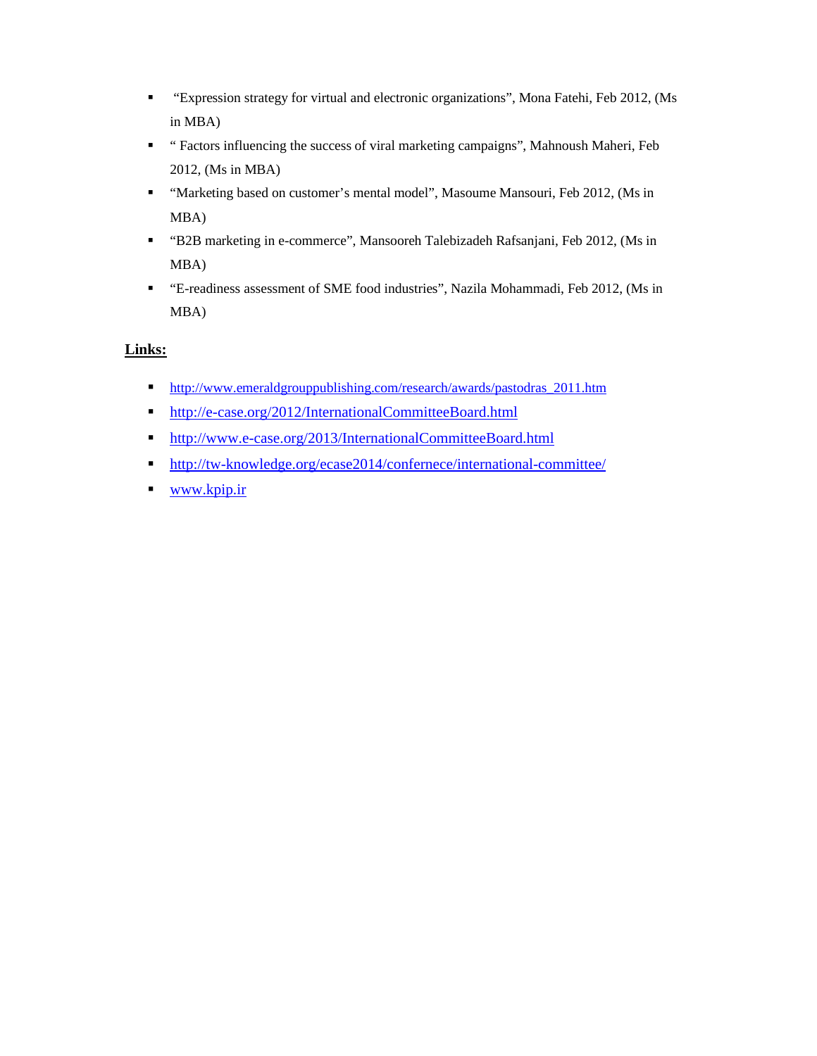- "Expression strategy for virtual and electronic organizations", Mona Fatehi, Feb 2012, (Ms in MBA)
- " Factors influencing the success of viral marketing campaigns", Mahnoush Maheri, Feb 2012, (Ms in MBA)
- "Marketing based on customer's mental model", Masoume Mansouri, Feb 2012, (Ms in MBA)
- "B2B marketing in e-commerce", Mansooreh Talebizadeh Rafsanjani, Feb 2012, (Ms in MBA)
- "E-readiness assessment of SME food industries", Nazila Mohammadi, Feb 2012, (Ms in MBA)

**Links:**

- http://www.emeraldgrouppublishing.com/research/awards/pastodras_2011.htm
- http://e-case.org/2012/InternationalCommitteeBoard.html
- http://www.e-case.org/2013/InternationalCommitteeBoard.html
- http://tw-knowledge.org/ecase2014/confernece/international-committee/
- www.kpip.ir